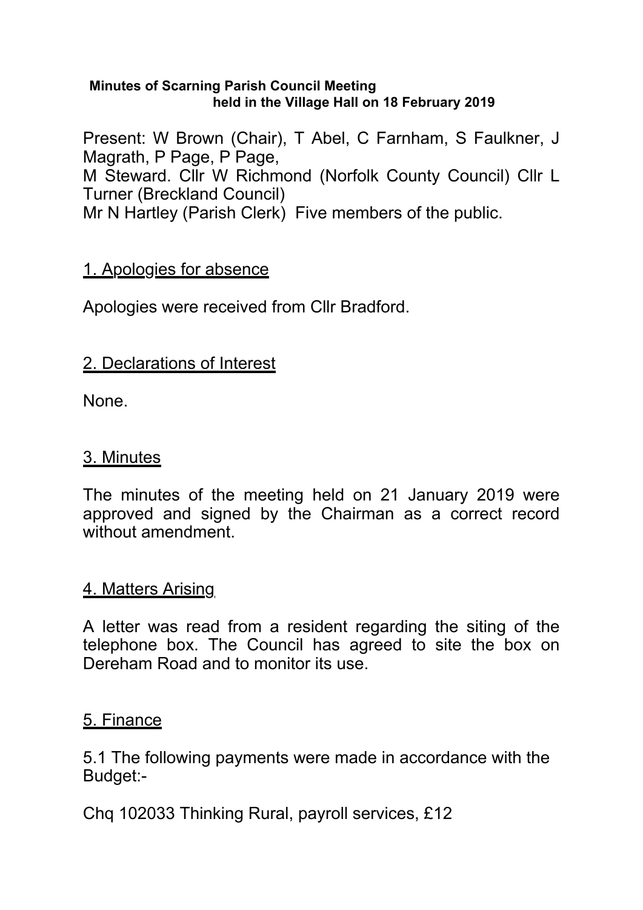**Minutes of Scarning Parish Council Meeting held in the Village Hall on 18 February 2019**

Present: W Brown (Chair), T Abel, C Farnham, S Faulkner, J Magrath, P Page, P Page,
M Steward. Cllr W Richmond (Norfolk County Council) Cllr L Turner (Breckland Council)
Mr N Hartley (Parish Clerk) Five members of the public.

## 1. Apologies for absence

Apologies were received from Cllr Bradford.

## 2. Declarations of Interest

None.

## 3. Minutes

The minutes of the meeting held on 21 January 2019 were approved and signed by the Chairman as a correct record without amendment.

## 4. Matters Arising

A letter was read from a resident regarding the siting of the telephone box. The Council has agreed to site the box on Dereham Road and to monitor its use.

## 5. Finance

5.1 The following payments were made in accordance with the Budget:-

Chq 102033 Thinking Rural, payroll services, £12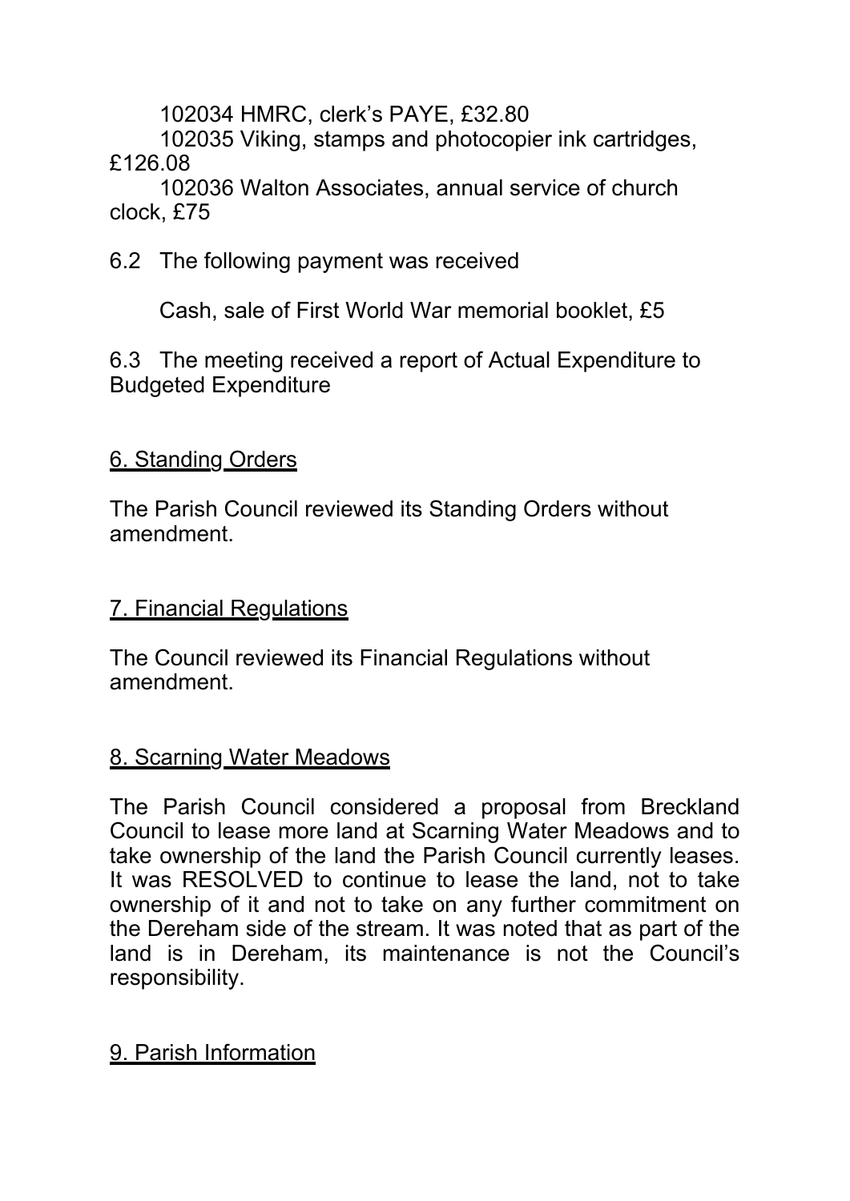102034 HMRC, clerk's PAYE, £32.80

102035 Viking, stamps and photocopier ink cartridges, £126.08

102036 Walton Associates, annual service of church clock, £75

6.2 The following payment was received

Cash, sale of First World War memorial booklet, £5

6.3 The meeting received a report of Actual Expenditure to Budgeted Expenditure

## 6. Standing Orders

The Parish Council reviewed its Standing Orders without amendment.

## 7. Financial Regulations

The Council reviewed its Financial Regulations without amendment.

## 8. Scarning Water Meadows

The Parish Council considered a proposal from Breckland Council to lease more land at Scarning Water Meadows and to take ownership of the land the Parish Council currently leases. It was RESOLVED to continue to lease the land, not to take ownership of it and not to take on any further commitment on the Dereham side of the stream. It was noted that as part of the land is in Dereham, its maintenance is not the Council's responsibility.

## 9. Parish Information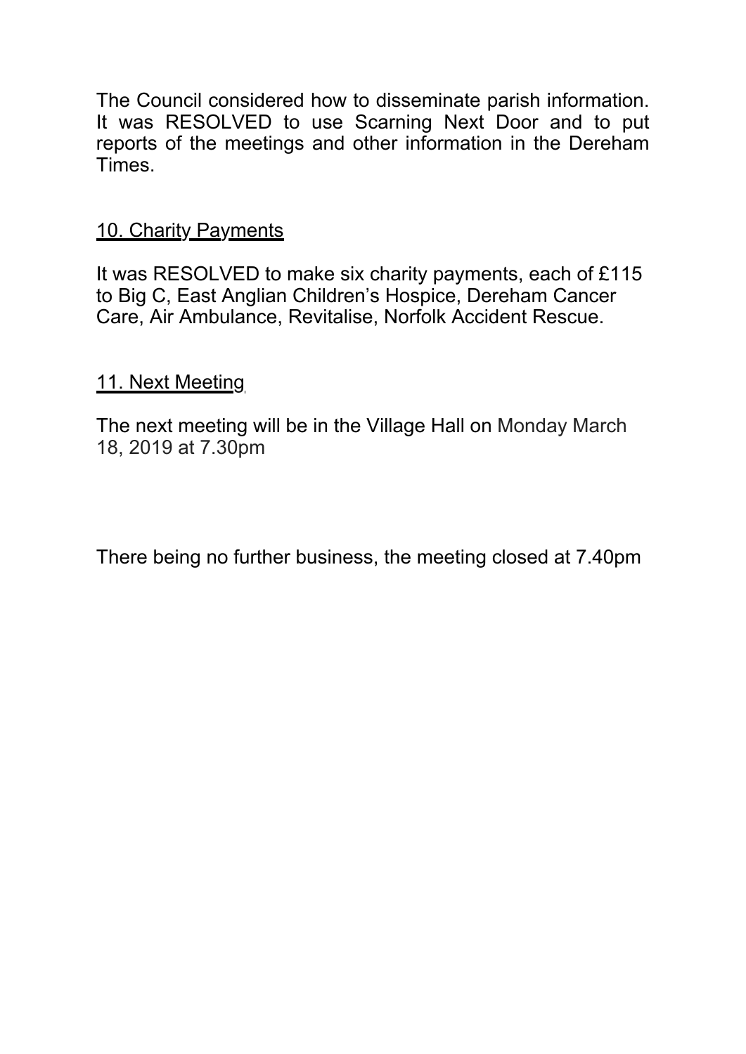The Council considered how to disseminate parish information. It was RESOLVED to use Scarning Next Door and to put reports of the meetings and other information in the Dereham Times.

## 10. Charity Payments

It was RESOLVED to make six charity payments, each of £115 to Big C, East Anglian Children's Hospice, Dereham Cancer Care, Air Ambulance, Revitalise, Norfolk Accident Rescue.

## 11. Next Meeting

The next meeting will be in the Village Hall on Monday March 18, 2019 at 7.30pm

There being no further business, the meeting closed at 7.40pm